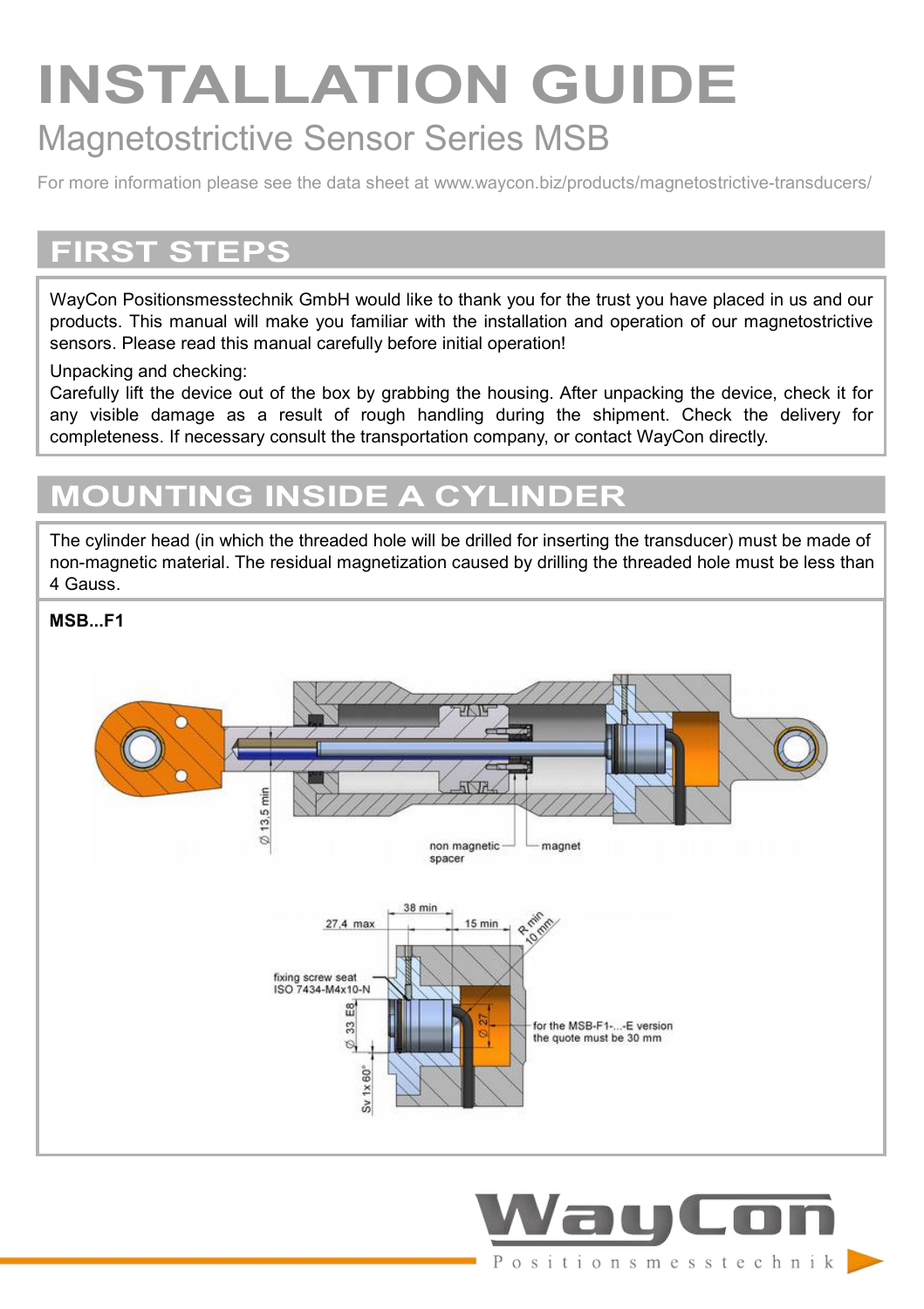# INSTALLATION GUIDE

## Magnetostrictive Sensor Series MSB

For more information please see the data sheet at www.waycon.biz/products/magnetostrictive-transducers/

## FIRST STEPS

WayCon Positionsmesstechnik GmbH would like to thank you for the trust you have placed in us and our products. This manual will make you familiar with the installation and operation of our magnetostrictive sensors. Please read this manual carefully before initial operation!

Unpacking and checking:
Carefully lift the device out of the box by grabbing the housing. After unpacking the device, check it for any visible damage as a result of rough handling during the shipment. Check the delivery for completeness. If necessary consult the transportation company, or contact WayCon directly.

## MOUNTING INSIDE A CYLINDER

The cylinder head (in which the threaded hole will be drilled for inserting the transducer) must be made of non-magnetic material. The residual magnetization caused by drilling the threaded hole must be less than 4 Gauss.

**MSB...F1**

Ø 13,5 min

non magnetic spacer

magnet

27,4 max

38 min

15 min

R min 10 mm

fixing screw seat ISO 7434-M4x10-N

Ø 33 E8

Ø 27

Sv 1x 60°

for the MSB-F1-...-E version the quote must be 30 mm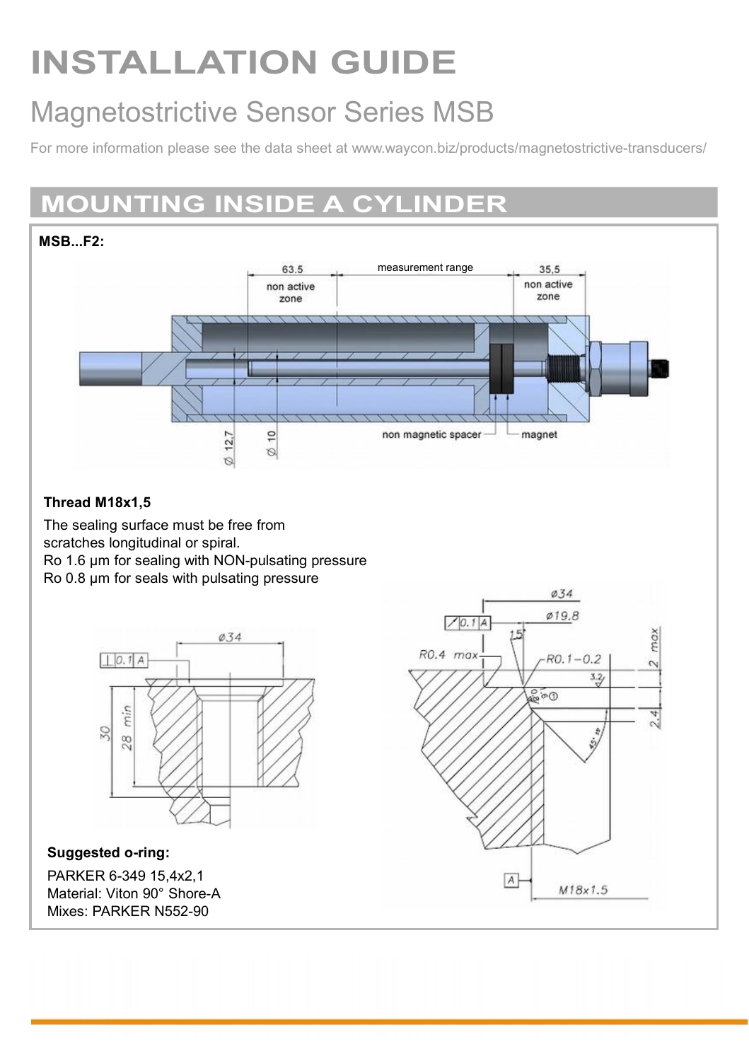# INSTALLATION GUIDE

## Magnetostrictive Sensor Series MSB

For more information please see the data sheet at www.waycon.biz/products/magnetostrictive-transducers/

## MOUNTING INSIDE A CYLINDER

**MSB...F2:**

**Thread M18x1,5**

The sealing surface must be free from scratches longitudinal or spiral.
Ro 1.6 µm for sealing with NON-pulsating pressure
Ro 0.8 µm for seals with pulsating pressure

**Suggested o-ring:**

PARKER 6-349 15,4x2,1
Material: Viton 90° Shore-A
Mixes: PARKER N552-90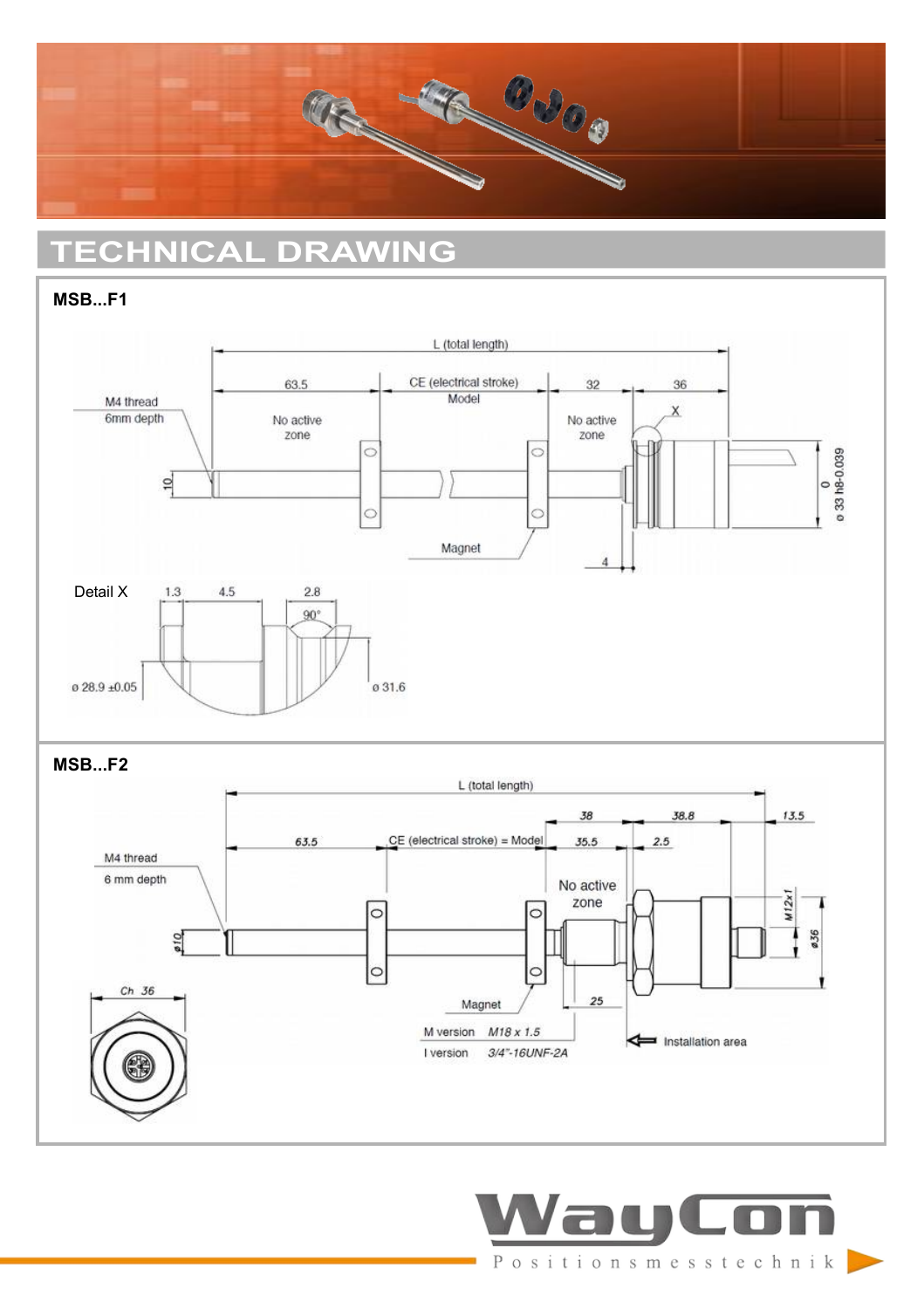## TECHNICAL DRAWING

### MSB...F1

L (total length)

63.5 | CE (electrical stroke) Model | 32 | 36

M4 thread 6mm depth

No active zone

No active zone

X

10

ø 33 h8-0.039 0

Magnet

4

Detail X

1.3 4.5 2.8

90°

ø 28.9 ±0.05

ø 31.6

### MSB...F2

L (total length)

38 | 38.8 | 13.5

63.5 | CE (electrical stroke) = Model | 35.5 | 2.5

M4 thread

6 mm depth

No active zone

ø10

M12x1

ø36

Ch 36

Magnet

25

M version M18 x 1.5

I version 3/4"-16UNF-2A

Installation area

WayCon Positionsmesstechnik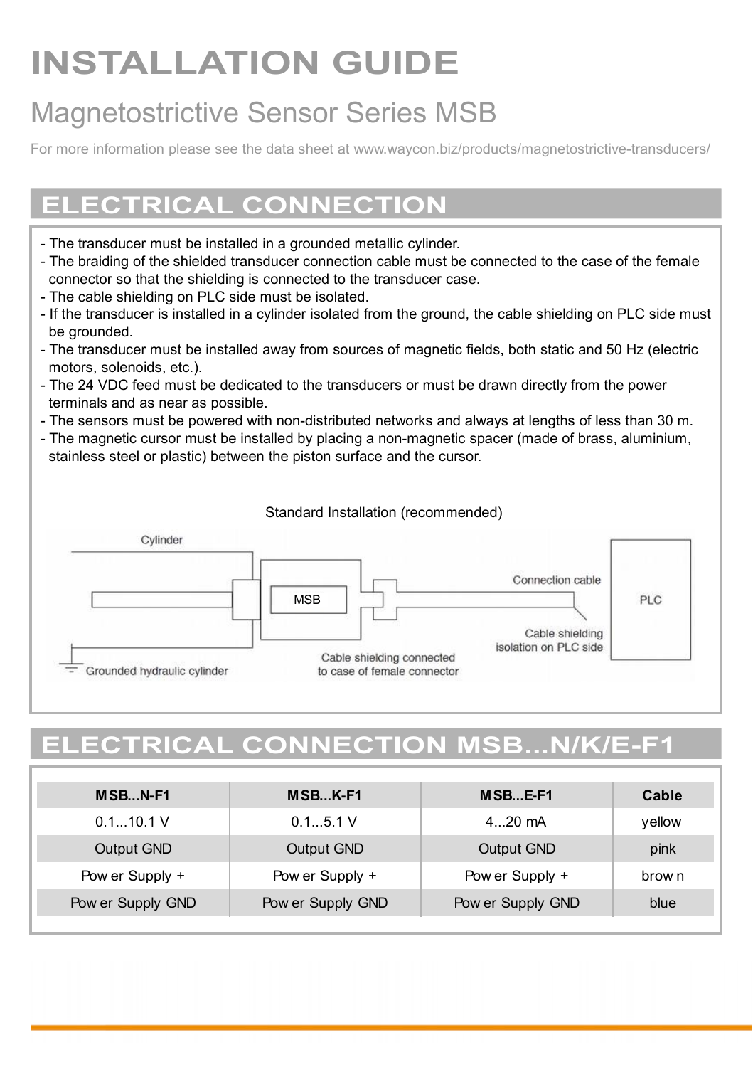# INSTALLATION GUIDE

## Magnetostrictive Sensor Series MSB

For more information please see the data sheet at www.waycon.biz/products/magnetostrictive-transducers/

## ELECTRICAL CONNECTION

- The transducer must be installed in a grounded metallic cylinder.
- The braiding of the shielded transducer connection cable must be connected to the case of the female connector so that the shielding is connected to the transducer case.
- The cable shielding on PLC side must be isolated.
- If the transducer is installed in a cylinder isolated from the ground, the cable shielding on PLC side must be grounded.
- The transducer must be installed away from sources of magnetic fields, both static and 50 Hz (electric motors, solenoids, etc.).
- The 24 VDC feed must be dedicated to the transducers or must be drawn directly from the power terminals and as near as possible.
- The sensors must be powered with non-distributed networks and always at lengths of less than 30 m.
- The magnetic cursor must be installed by placing a non-magnetic spacer (made of brass, aluminium, stainless steel or plastic) between the piston surface and the cursor.

Standard Installation (recommended)

Cylinder

MSB

Connection cable

PLC

Cable shielding isolation on PLC side

Grounded hydraulic cylinder

Cable shielding connected to case of female connector

## ELECTRICAL CONNECTION MSB...N/K/E-F1

| MSB...N-F1 | MSB...K-F1 | MSB...E-F1 | Cable |
|---|---|---|---|
| 0.1...10.1 V | 0.1...5.1 V | 4...20 mA | yellow |
| Output GND | Output GND | Output GND | pink |
| Power Supply + | Power Supply + | Power Supply + | brown |
| Power Supply GND | Power Supply GND | Power Supply GND | blue |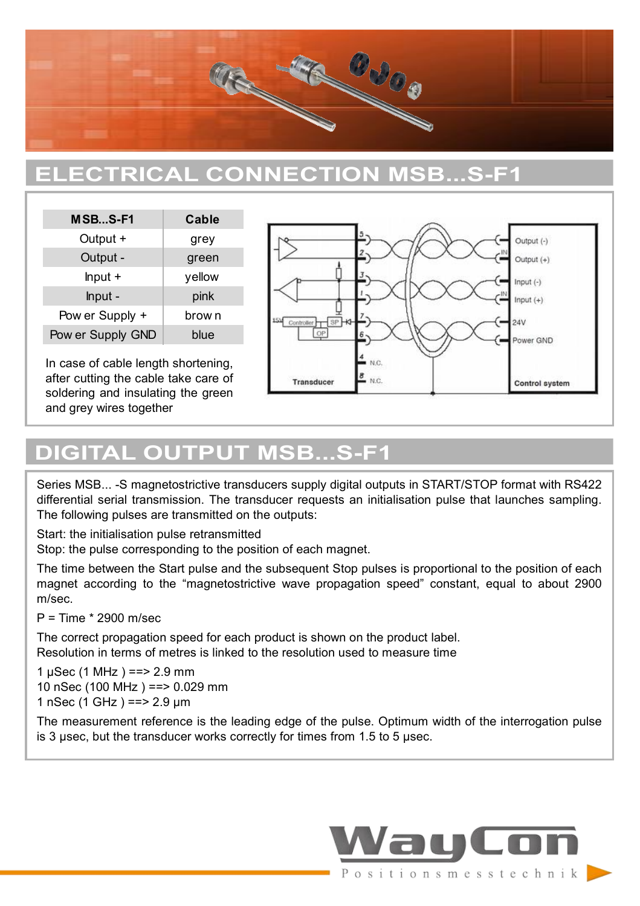## ELECTRICAL CONNECTION MSB...S-F1

| MSB...S-F1 | Cable |
| --- | --- |
| Output + | grey |
| Output - | green |
| Input + | yellow |
| Input - | pink |
| Power Supply + | brown |
| Power Supply GND | blue |

In case of cable length shortening, after cutting the cable take care of soldering and insulating the green and grey wires together

## DIGITAL OUTPUT MSB...S-F1

Series MSB... -S magnetostrictive transducers supply digital outputs in START/STOP format with RS422 differential serial transmission. The transducer requests an initialisation pulse that launches sampling. The following pulses are transmitted on the outputs:

Start: the initialisation pulse retransmitted
Stop: the pulse corresponding to the position of each magnet.

The time between the Start pulse and the subsequent Stop pulses is proportional to the position of each magnet according to the "magnetostrictive wave propagation speed" constant, equal to about 2900 m/sec.

P = Time * 2900 m/sec

The correct propagation speed for each product is shown on the product label.
Resolution in terms of metres is linked to the resolution used to measure time

1 µSec (1 MHz ) ==> 2.9 mm
10 nSec (100 MHz ) ==> 0.029 mm
1 nSec (1 GHz ) ==> 2.9 µm

The measurement reference is the leading edge of the pulse. Optimum width of the interrogation pulse is 3 µsec, but the transducer works correctly for times from 1.5 to 5 µsec.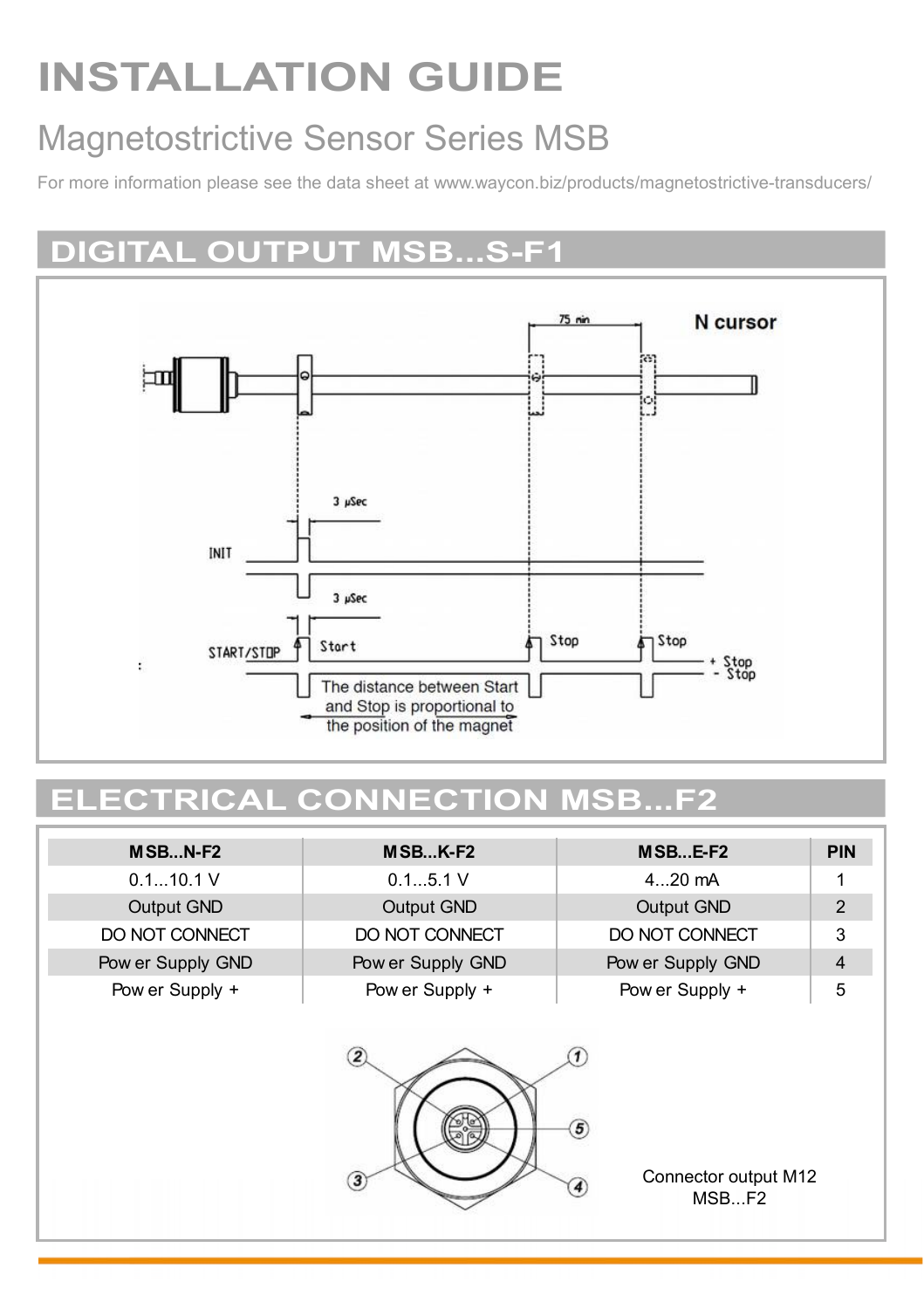# INSTALLATION GUIDE

## Magnetostrictive Sensor Series MSB

For more information please see the data sheet at www.waycon.biz/products/magnetostrictive-transducers/

## DIGITAL OUTPUT MSB...S-F1

75 min

N cursor

3 µSec

INIT

3 µSec

START/STOP

Start

Stop

Stop

+ Stop
- Stop

The distance between Start and Stop is proportional to the position of the magnet

## ELECTRICAL CONNECTION MSB...F2

| MSB...N-F2 | MSB...K-F2 | MSB...E-F2 | PIN |
|---|---|---|---|
| 0.1...10.1 V | 0.1...5.1 V | 4...20 mA | 1 |
| Output GND | Output GND | Output GND | 2 |
| DO NOT CONNECT | DO NOT CONNECT | DO NOT CONNECT | 3 |
| Power Supply GND | Power Supply GND | Power Supply GND | 4 |
| Power Supply + | Power Supply + | Power Supply + | 5 |

Connector output M12
MSB...F2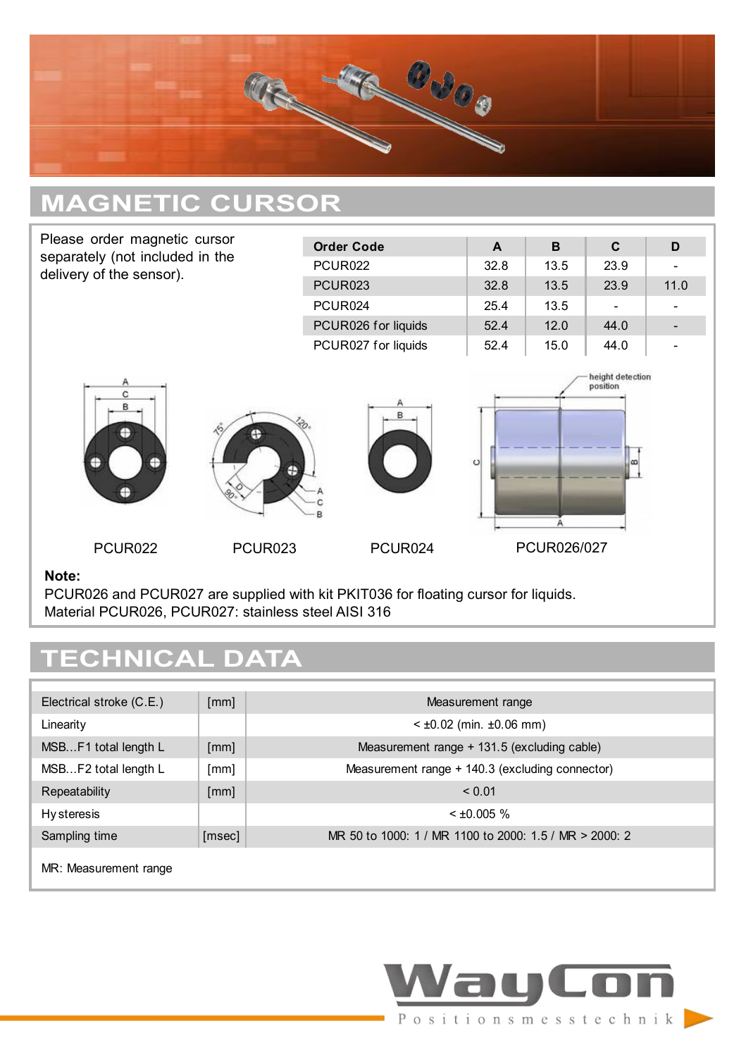## MAGNETIC CURSOR

Please order magnetic cursor separately (not included in the delivery of the sensor).

| Order Code | A | B | C | D |
|---|---|---|---|---|
| PCUR022 | 32.8 | 13.5 | 23.9 | - |
| PCUR023 | 32.8 | 13.5 | 23.9 | 11.0 |
| PCUR024 | 25.4 | 13.5 | - | - |
| PCUR026 for liquids | 52.4 | 12.0 | 44.0 | - |
| PCUR027 for liquids | 52.4 | 15.0 | 44.0 | - |

PCUR022 PCUR023 PCUR024 PCUR026/027

**Note:**
PCUR026 and PCUR027 are supplied with kit PKIT036 for floating cursor for liquids.
Material PCUR026, PCUR027: stainless steel AISI 316

## TECHNICAL DATA

| | | |
|---|---|---|
| Electrical stroke (C.E.) | [mm] | Measurement range |
| Linearity | | < ±0.02 (min. ±0.06 mm) |
| MSB…F1 total length L | [mm] | Measurement range + 131.5 (excluding cable) |
| MSB…F2 total length L | [mm] | Measurement range + 140.3 (excluding connector) |
| Repeatability | [mm] | < 0.01 |
| Hysteresis | | < ±0.005 % |
| Sampling time | [msec] | MR 50 to 1000: 1 / MR 1100 to 2000: 1.5 / MR > 2000: 2 |

MR: Measurement range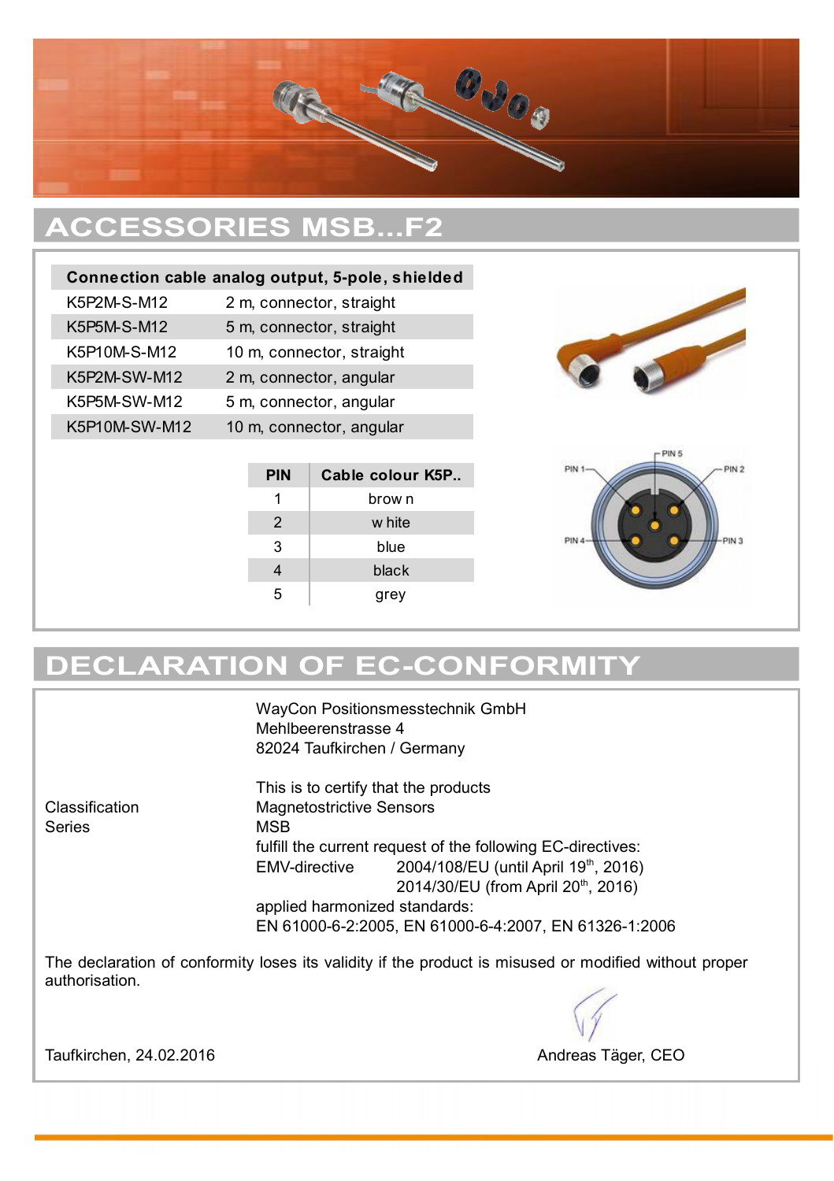## ACCESSORIES MSB...F2

| Connection cable analog output, 5-pole, shielded | |
|---|---|
| K5P2M-S-M12 | 2 m, connector, straight |
| K5P5M-S-M12 | 5 m, connector, straight |
| K5P10M-S-M12 | 10 m, connector, straight |
| K5P2M-SW-M12 | 2 m, connector, angular |
| K5P5M-SW-M12 | 5 m, connector, angular |
| K5P10M-SW-M12 | 10 m, connector, angular |

| PIN | Cable colour K5P.. |
|---|---|
| 1 | brown |
| 2 | white |
| 3 | blue |
| 4 | black |
| 5 | grey |

PIN 1
PIN 2
PIN 3
PIN 4
PIN 5

## DECLARATION OF EC-CONFORMITY

WayCon Positionsmesstechnik GmbH
Mehlbeerenstrasse 4
82024 Taufkirchen / Germany

This is to certify that the products

Classification: Magnetostrictive Sensors
Series: MSB

fulfill the current request of the following EC-directives:

EMV-directive 2004/108/EU (until April 19th, 2016)
2014/30/EU (from April 20th, 2016)

applied harmonized standards:
EN 61000-6-2:2005, EN 61000-6-4:2007, EN 61326-1:2006

The declaration of conformity loses its validity if the product is misused or modified without proper authorisation.

Taufkirchen, 24.02.2016

Andreas Täger, CEO